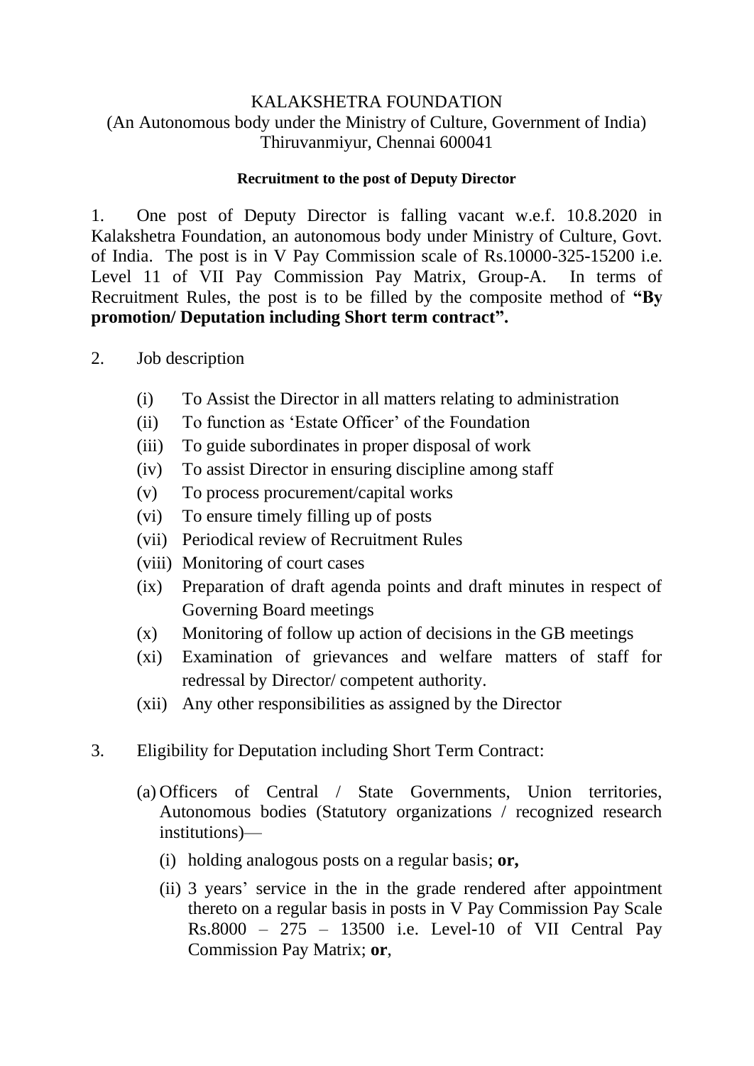KALAKSHETRA FOUNDATION
(An Autonomous body under the Ministry of Culture, Government of India)
Thiruvanmiyur, Chennai 600041

**Recruitment to the post of Deputy Director**

1. One post of Deputy Director is falling vacant w.e.f. 10.8.2020 in Kalakshetra Foundation, an autonomous body under Ministry of Culture, Govt. of India. The post is in V Pay Commission scale of Rs.10000-325-15200 i.e. Level 11 of VII Pay Commission Pay Matrix, Group-A. In terms of Recruitment Rules, the post is to be filled by the composite method of **"By promotion/ Deputation including Short term contract".**

2. Job description

   (i) To Assist the Director in all matters relating to administration
   (ii) To function as 'Estate Officer' of the Foundation
   (iii) To guide subordinates in proper disposal of work
   (iv) To assist Director in ensuring discipline among staff
   (v) To process procurement/capital works
   (vi) To ensure timely filling up of posts
   (vii) Periodical review of Recruitment Rules
   (viii) Monitoring of court cases
   (ix) Preparation of draft agenda points and draft minutes in respect of Governing Board meetings
   (x) Monitoring of follow up action of decisions in the GB meetings
   (xi) Examination of grievances and welfare matters of staff for redressal by Director/ competent authority.
   (xii) Any other responsibilities as assigned by the Director

3. Eligibility for Deputation including Short Term Contract:

   (a) Officers of Central / State Governments, Union territories, Autonomous bodies (Statutory organizations / recognized research institutions)—

      (i) holding analogous posts on a regular basis; **or,**

      (ii) 3 years' service in the in the grade rendered after appointment thereto on a regular basis in posts in V Pay Commission Pay Scale Rs.8000 – 275 – 13500 i.e. Level-10 of VII Central Pay Commission Pay Matrix; **or**,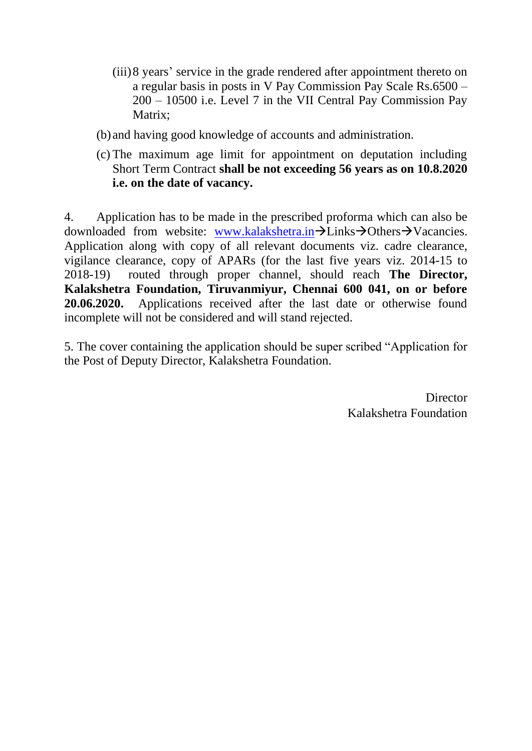(iii) 8 years' service in the grade rendered after appointment thereto on a regular basis in posts in V Pay Commission Pay Scale Rs.6500 – 200 – 10500 i.e. Level 7 in the VII Central Pay Commission Pay Matrix;

(b) and having good knowledge of accounts and administration.

(c) The maximum age limit for appointment on deputation including Short Term Contract **shall be not exceeding 56 years as on 10.8.2020 i.e. on the date of vacancy.**

4. Application has to be made in the prescribed proforma which can also be downloaded from website: www.kalakshetra.in→Links→Others→Vacancies. Application along with copy of all relevant documents viz. cadre clearance, vigilance clearance, copy of APARs (for the last five years viz. 2014-15 to 2018-19) routed through proper channel, should reach **The Director, Kalakshetra Foundation, Tiruvanmiyur, Chennai 600 041, on or before 20.06.2020.** Applications received after the last date or otherwise found incomplete will not be considered and will stand rejected.

5. The cover containing the application should be super scribed "Application for the Post of Deputy Director, Kalakshetra Foundation.

Director
Kalakshetra Foundation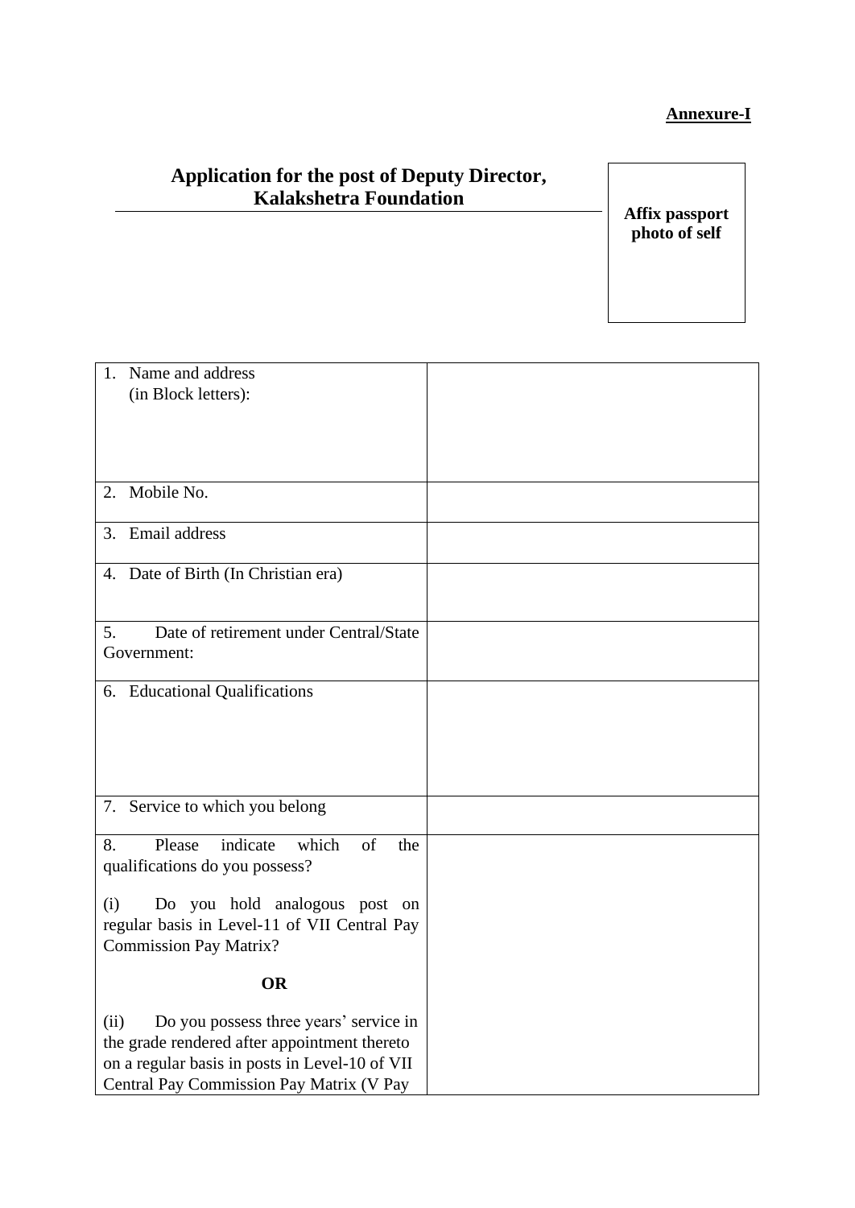**Annexure-I**

## Application for the post of Deputy Director, Kalakshetra Foundation

**Affix passport photo of self**

| | |
|---|---|
| 1. Name and address (in Block letters): | |
| 2. Mobile No. | |
| 3. Email address | |
| 4. Date of Birth (In Christian era) | |
| 5. Date of retirement under Central/State Government: | |
| 6. Educational Qualifications | |
| 7. Service to which you belong | |
| 8. Please indicate which of the qualifications do you possess?<br><br>(i) Do you hold analogous post on regular basis in Level-11 of VII Central Pay Commission Pay Matrix?<br><br>**OR**<br><br>(ii) Do you possess three years' service in the grade rendered after appointment thereto on a regular basis in posts in Level-10 of VII Central Pay Commission Pay Matrix (V Pay | |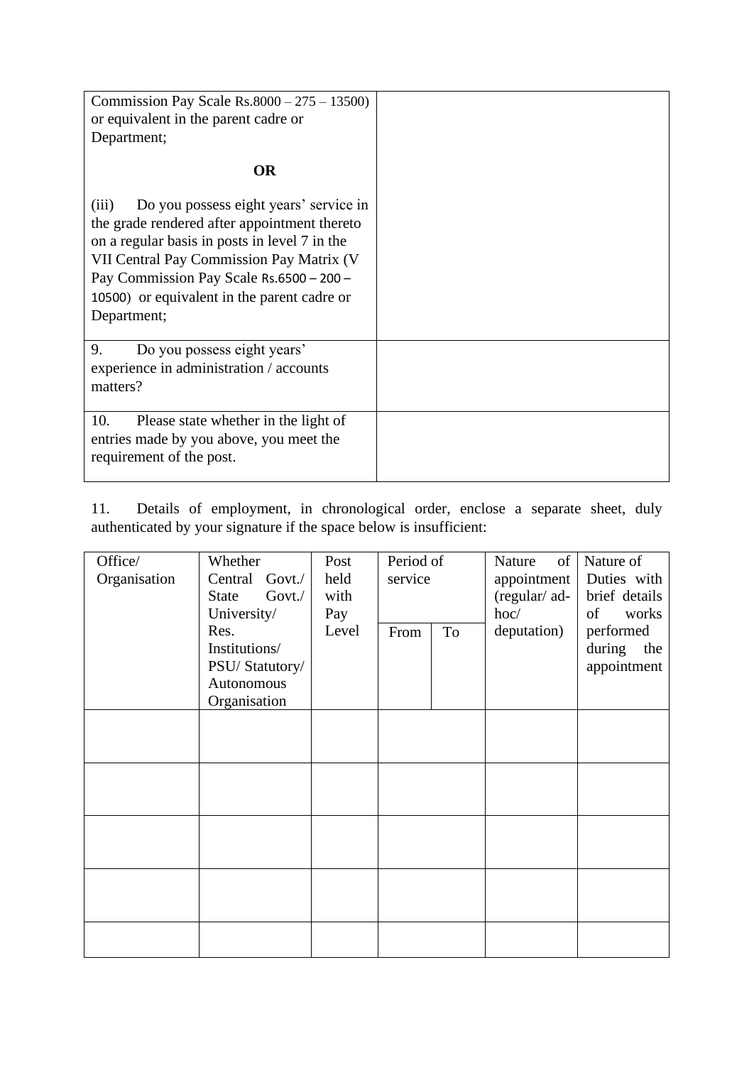| | |
|---|---|
| Commission Pay Scale Rs.8000 – 275 – 13500) or equivalent in the parent cadre or Department;<br><br>**OR**<br><br>(iii) Do you possess eight years' service in the grade rendered after appointment thereto on a regular basis in posts in level 7 in the VII Central Pay Commission Pay Matrix (V Pay Commission Pay Scale Rs.6500 – 200 – 10500) or equivalent in the parent cadre or Department; | |
| 9. Do you possess eight years' experience in administration / accounts matters? | |
| 10. Please state whether in the light of entries made by you above, you meet the requirement of the post. | |

11. Details of employment, in chronological order, enclose a separate sheet, duly authenticated by your signature if the space below is insufficient:

| Office/ Organisation | Whether Central Govt./ State Govt./ University/ Res. Institutions/ PSU/ Statutory/ Autonomous Organisation | Post held with Pay Level | Period of service | | Nature of appointment (regular/ ad-hoc/ deputation) | Nature of Duties with brief details of works performed during the appointment |
|---|---|---|---|---|---|---|
| | | | From | To | | |
| | | | | | | |
| | | | | | | |
| | | | | | | |
| | | | | | | |
| | | | | | | |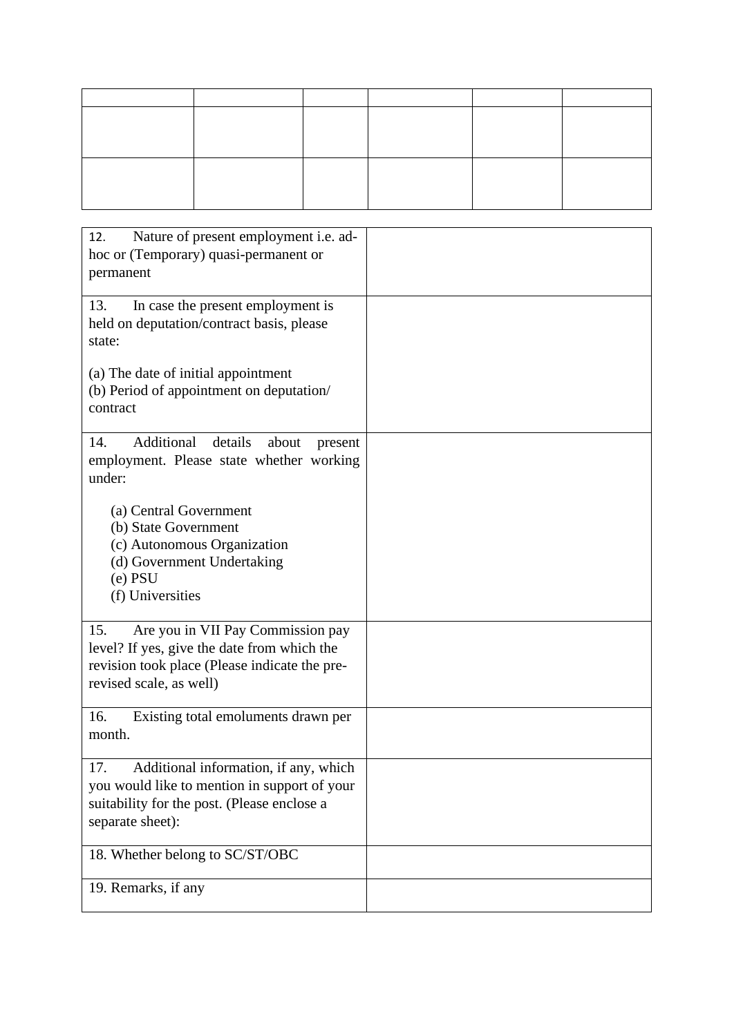| | | | | | |
|---|---|---|---|---|---|
| | | | | | |
| | | | | | |

| | |
|---|---|
| 12. Nature of present employment i.e. ad-hoc or (Temporary) quasi-permanent or permanent | |
| 13. In case the present employment is held on deputation/contract basis, please state:<br><br>(a) The date of initial appointment<br>(b) Period of appointment on deputation/ contract | |
| 14. Additional details about present employment. Please state whether working under:<br><br>(a) Central Government<br>(b) State Government<br>(c) Autonomous Organization<br>(d) Government Undertaking<br>(e) PSU<br>(f) Universities | |
| 15. Are you in VII Pay Commission pay level? If yes, give the date from which the revision took place (Please indicate the pre-revised scale, as well) | |
| 16. Existing total emoluments drawn per month. | |
| 17. Additional information, if any, which you would like to mention in support of your suitability for the post. (Please enclose a separate sheet): | |
| 18. Whether belong to SC/ST/OBC | |
| 19. Remarks, if any | |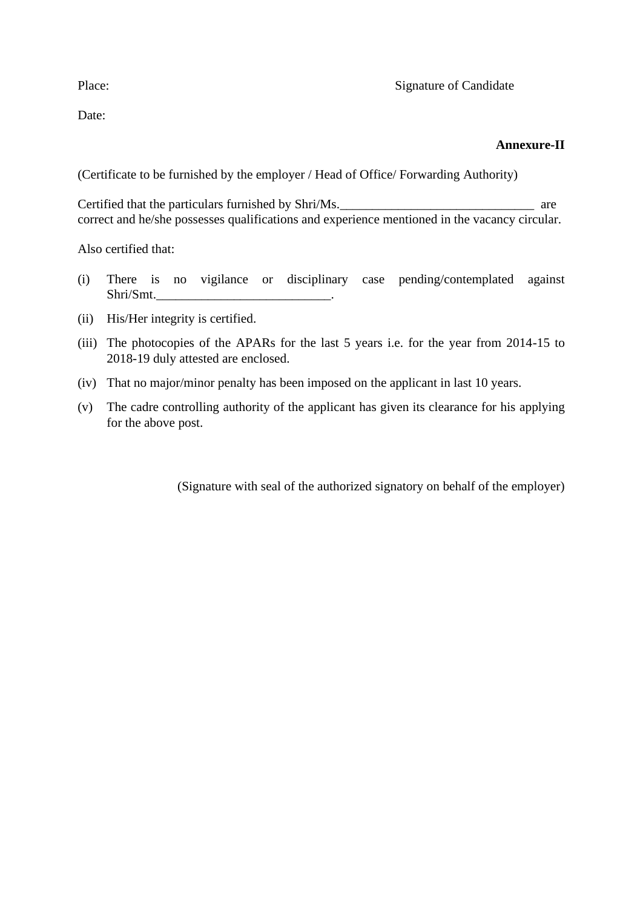Place: Signature of Candidate

Date:

**Annexure-II**

(Certificate to be furnished by the employer / Head of Office/ Forwarding Authority)

Certified that the particulars furnished by Shri/Ms.______________________________ are correct and he/she possesses qualifications and experience mentioned in the vacancy circular.

Also certified that:

(i) There is no vigilance or disciplinary case pending/contemplated against Shri/Smt.___________________________.

(ii) His/Her integrity is certified.

(iii) The photocopies of the APARs for the last 5 years i.e. for the year from 2014-15 to 2018-19 duly attested are enclosed.

(iv) That no major/minor penalty has been imposed on the applicant in last 10 years.

(v) The cadre controlling authority of the applicant has given its clearance for his applying for the above post.

(Signature with seal of the authorized signatory on behalf of the employer)